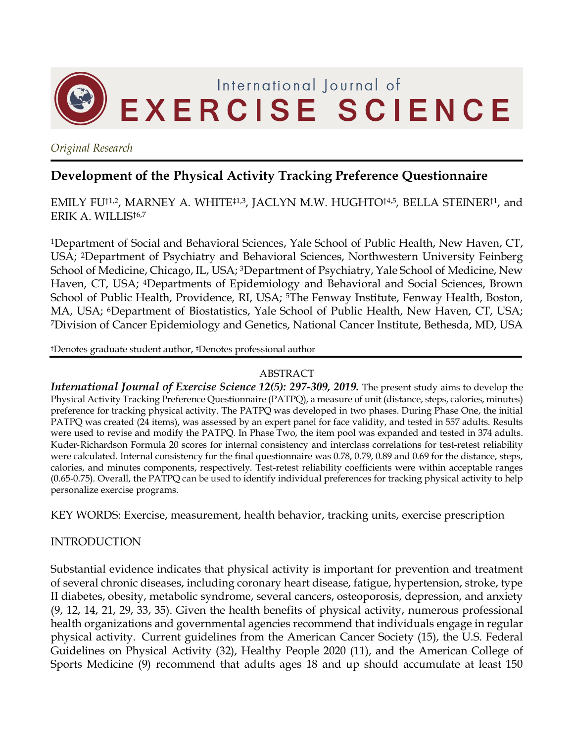Original Research

# Development of the Physical Activity Tracking Preference Questionnaire

EMILY FU†[1,2], MARNEY A. WHITE‡[1,3], JACLYN M.W. HUGHTO†[4,5], BELLA STEINER†[1], and ERIK A. WILLIS†[6,7]

[1]Department of Social and Behavioral Sciences, Yale School of Public Health, New Haven, CT, USA; [2]Department of Psychiatry and Behavioral Sciences, Northwestern University Feinberg School of Medicine, Chicago, IL, USA; [3]Department of Psychiatry, Yale School of Medicine, New Haven, CT, USA; [4]Departments of Epidemiology and Behavioral and Social Sciences, Brown School of Public Health, Providence, RI, USA; [5]The Fenway Institute, Fenway Health, Boston, MA, USA; [6]Department of Biostatistics, Yale School of Public Health, New Haven, CT, USA; [7]Division of Cancer Epidemiology and Genetics, National Cancer Institute, Bethesda, MD, USA

†Denotes graduate student author, ‡Denotes professional author

## ABSTRACT

***International Journal of Exercise Science 12(5): 297-309, 2019.*** The present study aims to develop the Physical Activity Tracking Preference Questionnaire (PATPQ), a measure of unit (distance, steps, calories, minutes) preference for tracking physical activity. The PATPQ was developed in two phases. During Phase One, the initial PATPQ was created (24 items), was assessed by an expert panel for face validity, and tested in 557 adults. Results were used to revise and modify the PATPQ. In Phase Two, the item pool was expanded and tested in 374 adults. Kuder-Richardson Formula 20 scores for internal consistency and interclass correlations for test-retest reliability were calculated. Internal consistency for the final questionnaire was 0.78, 0.79, 0.89 and 0.69 for the distance, steps, calories, and minutes components, respectively. Test-retest reliability coefficients were within acceptable ranges (0.65-0.75). Overall, the PATPQ can be used to identify individual preferences for tracking physical activity to help personalize exercise programs.

KEY WORDS: Exercise, measurement, health behavior, tracking units, exercise prescription

## INTRODUCTION

Substantial evidence indicates that physical activity is important for prevention and treatment of several chronic diseases, including coronary heart disease, fatigue, hypertension, stroke, type II diabetes, obesity, metabolic syndrome, several cancers, osteoporosis, depression, and anxiety (9, 12, 14, 21, 29, 33, 35). Given the health benefits of physical activity, numerous professional health organizations and governmental agencies recommend that individuals engage in regular physical activity. Current guidelines from the American Cancer Society (15), the U.S. Federal Guidelines on Physical Activity (32), Healthy People 2020 (11), and the American College of Sports Medicine (9) recommend that adults ages 18 and up should accumulate at least 150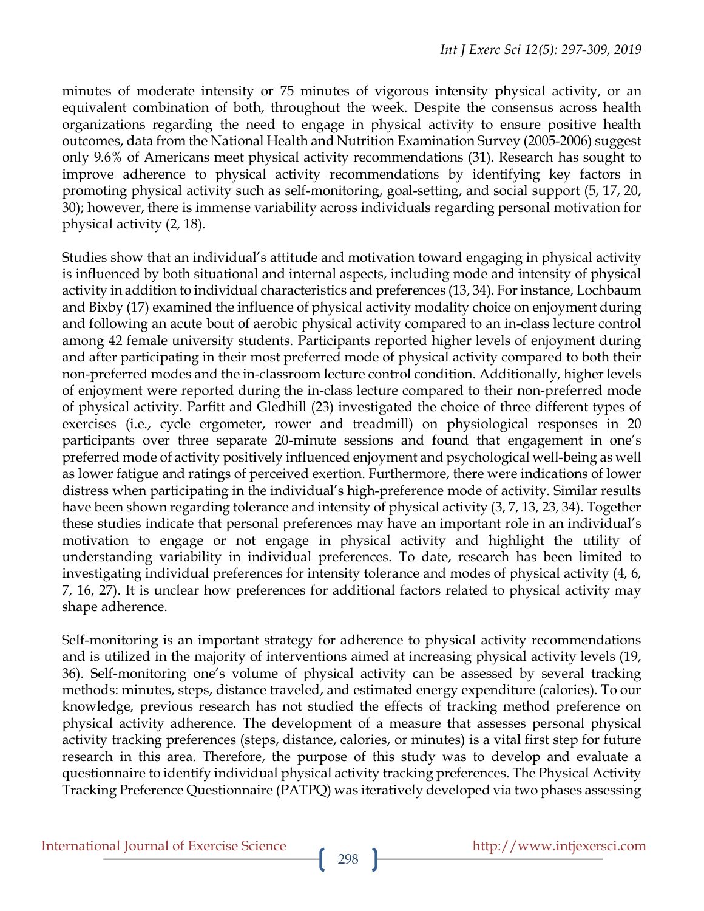minutes of moderate intensity or 75 minutes of vigorous intensity physical activity, or an equivalent combination of both, throughout the week. Despite the consensus across health organizations regarding the need to engage in physical activity to ensure positive health outcomes, data from the National Health and Nutrition Examination Survey (2005-2006) suggest only 9.6% of Americans meet physical activity recommendations (31). Research has sought to improve adherence to physical activity recommendations by identifying key factors in promoting physical activity such as self-monitoring, goal-setting, and social support (5, 17, 20, 30); however, there is immense variability across individuals regarding personal motivation for physical activity (2, 18).

Studies show that an individual's attitude and motivation toward engaging in physical activity is influenced by both situational and internal aspects, including mode and intensity of physical activity in addition to individual characteristics and preferences (13, 34). For instance, Lochbaum and Bixby (17) examined the influence of physical activity modality choice on enjoyment during and following an acute bout of aerobic physical activity compared to an in-class lecture control among 42 female university students. Participants reported higher levels of enjoyment during and after participating in their most preferred mode of physical activity compared to both their non-preferred modes and the in-classroom lecture control condition. Additionally, higher levels of enjoyment were reported during the in-class lecture compared to their non-preferred mode of physical activity. Parfitt and Gledhill (23) investigated the choice of three different types of exercises (i.e., cycle ergometer, rower and treadmill) on physiological responses in 20 participants over three separate 20-minute sessions and found that engagement in one's preferred mode of activity positively influenced enjoyment and psychological well-being as well as lower fatigue and ratings of perceived exertion. Furthermore, there were indications of lower distress when participating in the individual's high-preference mode of activity. Similar results have been shown regarding tolerance and intensity of physical activity (3, 7, 13, 23, 34). Together these studies indicate that personal preferences may have an important role in an individual's motivation to engage or not engage in physical activity and highlight the utility of understanding variability in individual preferences. To date, research has been limited to investigating individual preferences for intensity tolerance and modes of physical activity (4, 6, 7, 16, 27). It is unclear how preferences for additional factors related to physical activity may shape adherence.

Self-monitoring is an important strategy for adherence to physical activity recommendations and is utilized in the majority of interventions aimed at increasing physical activity levels (19, 36). Self-monitoring one's volume of physical activity can be assessed by several tracking methods: minutes, steps, distance traveled, and estimated energy expenditure (calories). To our knowledge, previous research has not studied the effects of tracking method preference on physical activity adherence. The development of a measure that assesses personal physical activity tracking preferences (steps, distance, calories, or minutes) is a vital first step for future research in this area. Therefore, the purpose of this study was to develop and evaluate a questionnaire to identify individual physical activity tracking preferences. The Physical Activity Tracking Preference Questionnaire (PATPQ) was iteratively developed via two phases assessing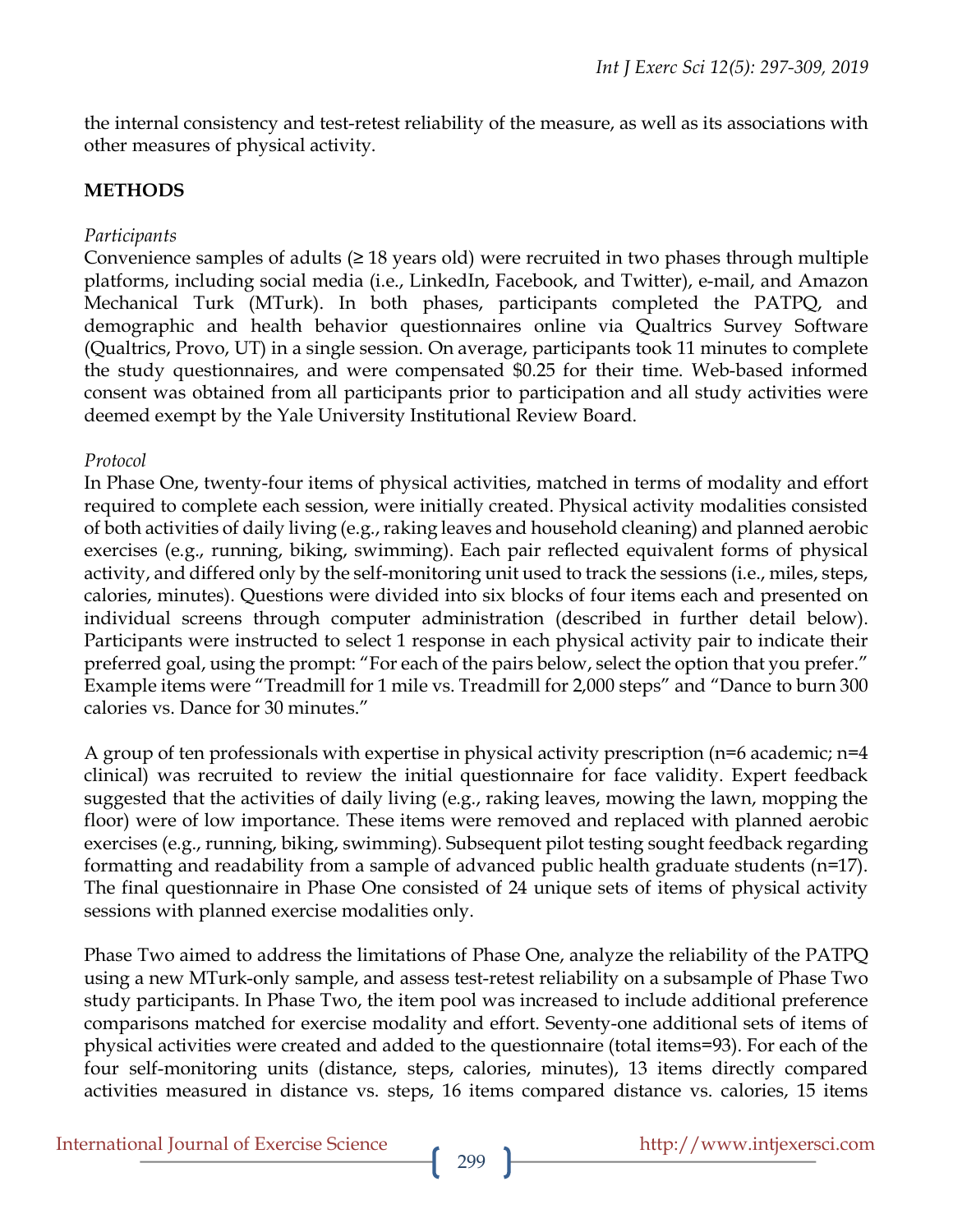the internal consistency and test-retest reliability of the measure, as well as its associations with other measures of physical activity.

## METHODS

*Participants*

Convenience samples of adults (≥ 18 years old) were recruited in two phases through multiple platforms, including social media (i.e., LinkedIn, Facebook, and Twitter), e-mail, and Amazon Mechanical Turk (MTurk). In both phases, participants completed the PATPQ, and demographic and health behavior questionnaires online via Qualtrics Survey Software (Qualtrics, Provo, UT) in a single session. On average, participants took 11 minutes to complete the study questionnaires, and were compensated $0.25 for their time. Web-based informed consent was obtained from all participants prior to participation and all study activities were deemed exempt by the Yale University Institutional Review Board.

*Protocol*

In Phase One, twenty-four items of physical activities, matched in terms of modality and effort required to complete each session, were initially created. Physical activity modalities consisted of both activities of daily living (e.g., raking leaves and household cleaning) and planned aerobic exercises (e.g., running, biking, swimming). Each pair reflected equivalent forms of physical activity, and differed only by the self-monitoring unit used to track the sessions (i.e., miles, steps, calories, minutes). Questions were divided into six blocks of four items each and presented on individual screens through computer administration (described in further detail below). Participants were instructed to select 1 response in each physical activity pair to indicate their preferred goal, using the prompt: "For each of the pairs below, select the option that you prefer." Example items were "Treadmill for 1 mile vs. Treadmill for 2,000 steps" and "Dance to burn 300 calories vs. Dance for 30 minutes."

A group of ten professionals with expertise in physical activity prescription (n=6 academic; n=4 clinical) was recruited to review the initial questionnaire for face validity. Expert feedback suggested that the activities of daily living (e.g., raking leaves, mowing the lawn, mopping the floor) were of low importance. These items were removed and replaced with planned aerobic exercises (e.g., running, biking, swimming). Subsequent pilot testing sought feedback regarding formatting and readability from a sample of advanced public health graduate students (n=17). The final questionnaire in Phase One consisted of 24 unique sets of items of physical activity sessions with planned exercise modalities only.

Phase Two aimed to address the limitations of Phase One, analyze the reliability of the PATPQ using a new MTurk-only sample, and assess test-retest reliability on a subsample of Phase Two study participants. In Phase Two, the item pool was increased to include additional preference comparisons matched for exercise modality and effort. Seventy-one additional sets of items of physical activities were created and added to the questionnaire (total items=93). For each of the four self-monitoring units (distance, steps, calories, minutes), 13 items directly compared activities measured in distance vs. steps, 16 items compared distance vs. calories, 15 items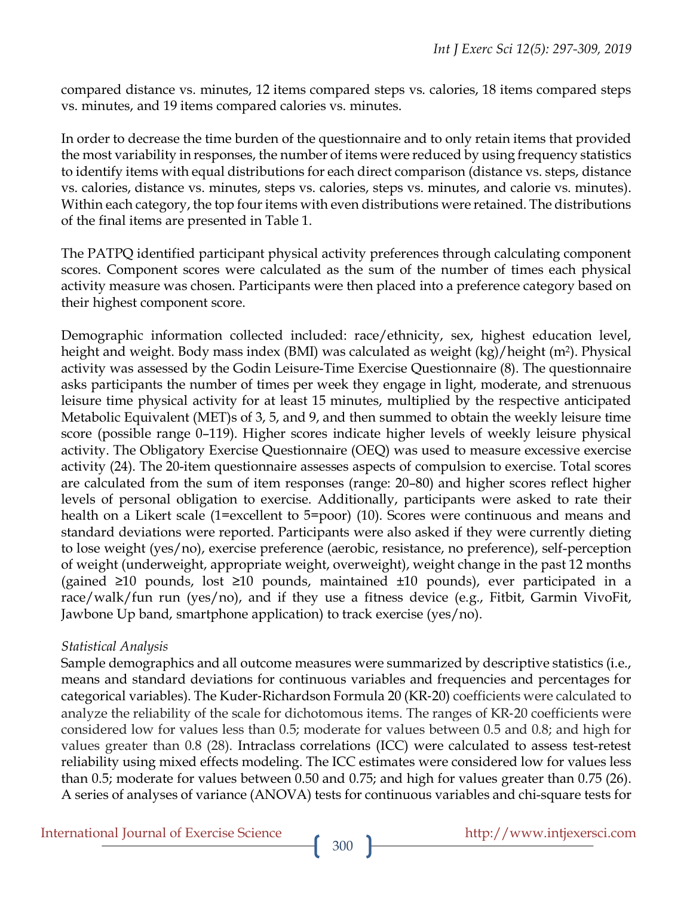compared distance vs. minutes, 12 items compared steps vs. calories, 18 items compared steps vs. minutes, and 19 items compared calories vs. minutes.

In order to decrease the time burden of the questionnaire and to only retain items that provided the most variability in responses, the number of items were reduced by using frequency statistics to identify items with equal distributions for each direct comparison (distance vs. steps, distance vs. calories, distance vs. minutes, steps vs. calories, steps vs. minutes, and calorie vs. minutes). Within each category, the top four items with even distributions were retained. The distributions of the final items are presented in Table 1.

The PATPQ identified participant physical activity preferences through calculating component scores. Component scores were calculated as the sum of the number of times each physical activity measure was chosen. Participants were then placed into a preference category based on their highest component score.

Demographic information collected included: race/ethnicity, sex, highest education level, height and weight. Body mass index (BMI) was calculated as weight (kg)/height ($m^2$). Physical activity was assessed by the Godin Leisure-Time Exercise Questionnaire (8). The questionnaire asks participants the number of times per week they engage in light, moderate, and strenuous leisure time physical activity for at least 15 minutes, multiplied by the respective anticipated Metabolic Equivalent (MET)s of 3, 5, and 9, and then summed to obtain the weekly leisure time score (possible range 0–119). Higher scores indicate higher levels of weekly leisure physical activity. The Obligatory Exercise Questionnaire (OEQ) was used to measure excessive exercise activity (24). The 20-item questionnaire assesses aspects of compulsion to exercise. Total scores are calculated from the sum of item responses (range: 20–80) and higher scores reflect higher levels of personal obligation to exercise. Additionally, participants were asked to rate their health on a Likert scale (1=excellent to 5=poor) (10). Scores were continuous and means and standard deviations were reported. Participants were also asked if they were currently dieting to lose weight (yes/no), exercise preference (aerobic, resistance, no preference), self-perception of weight (underweight, appropriate weight, overweight), weight change in the past 12 months (gained ≥10 pounds, lost ≥10 pounds, maintained ±10 pounds), ever participated in a race/walk/fun run (yes/no), and if they use a fitness device (e.g., Fitbit, Garmin VivoFit, Jawbone Up band, smartphone application) to track exercise (yes/no).

*Statistical Analysis*

Sample demographics and all outcome measures were summarized by descriptive statistics (i.e., means and standard deviations for continuous variables and frequencies and percentages for categorical variables). The Kuder-Richardson Formula 20 (KR-20) coefficients were calculated to analyze the reliability of the scale for dichotomous items. The ranges of KR-20 coefficients were considered low for values less than 0.5; moderate for values between 0.5 and 0.8; and high for values greater than 0.8 (28). Intraclass correlations (ICC) were calculated to assess test-retest reliability using mixed effects modeling. The ICC estimates were considered low for values less than 0.5; moderate for values between 0.50 and 0.75; and high for values greater than 0.75 (26). A series of analyses of variance (ANOVA) tests for continuous variables and chi-square tests for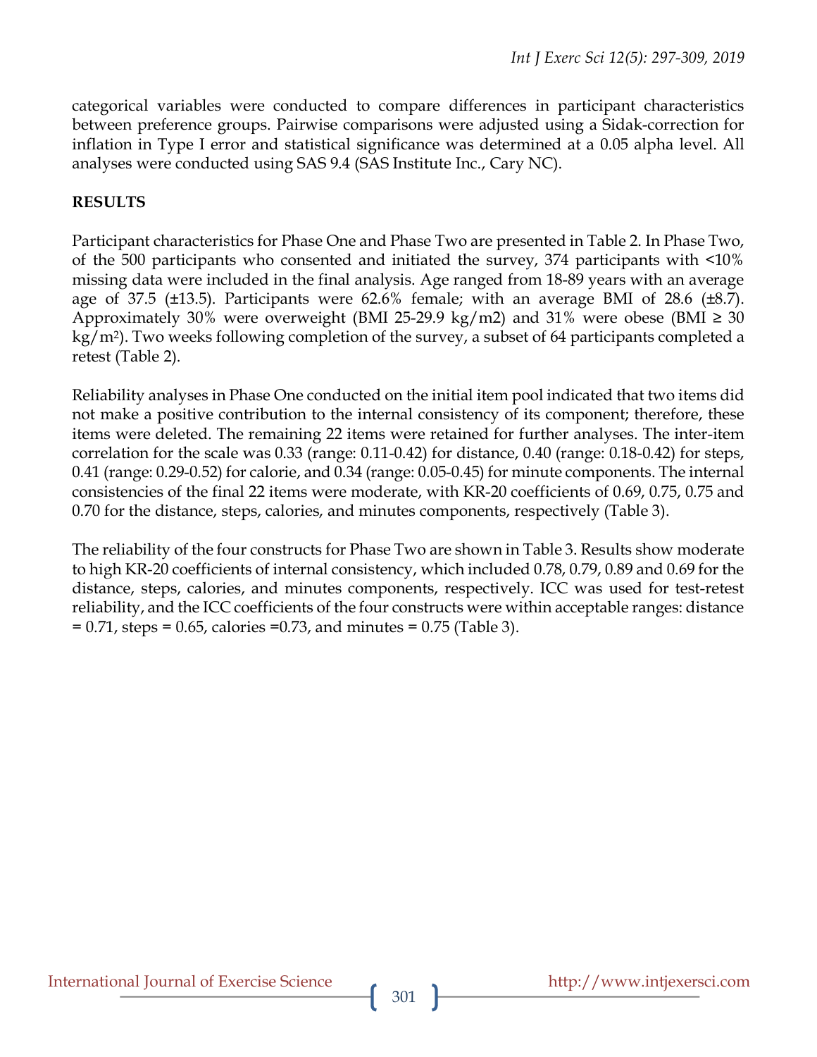categorical variables were conducted to compare differences in participant characteristics between preference groups. Pairwise comparisons were adjusted using a Sidak-correction for inflation in Type I error and statistical significance was determined at a 0.05 alpha level. All analyses were conducted using SAS 9.4 (SAS Institute Inc., Cary NC).

## RESULTS

Participant characteristics for Phase One and Phase Two are presented in Table 2. In Phase Two, of the 500 participants who consented and initiated the survey, 374 participants with <10% missing data were included in the final analysis. Age ranged from 18-89 years with an average age of 37.5 (±13.5). Participants were 62.6% female; with an average BMI of 28.6 (±8.7). Approximately 30% were overweight (BMI 25-29.9 kg/m2) and 31% were obese (BMI ≥ 30 $kg/m^2$). Two weeks following completion of the survey, a subset of 64 participants completed a retest (Table 2).

Reliability analyses in Phase One conducted on the initial item pool indicated that two items did not make a positive contribution to the internal consistency of its component; therefore, these items were deleted. The remaining 22 items were retained for further analyses. The inter-item correlation for the scale was 0.33 (range: 0.11-0.42) for distance, 0.40 (range: 0.18-0.42) for steps, 0.41 (range: 0.29-0.52) for calorie, and 0.34 (range: 0.05-0.45) for minute components. The internal consistencies of the final 22 items were moderate, with KR-20 coefficients of 0.69, 0.75, 0.75 and 0.70 for the distance, steps, calories, and minutes components, respectively (Table 3).

The reliability of the four constructs for Phase Two are shown in Table 3. Results show moderate to high KR-20 coefficients of internal consistency, which included 0.78, 0.79, 0.89 and 0.69 for the distance, steps, calories, and minutes components, respectively. ICC was used for test-retest reliability, and the ICC coefficients of the four constructs were within acceptable ranges: distance = 0.71, steps = 0.65, calories =0.73, and minutes = 0.75 (Table 3).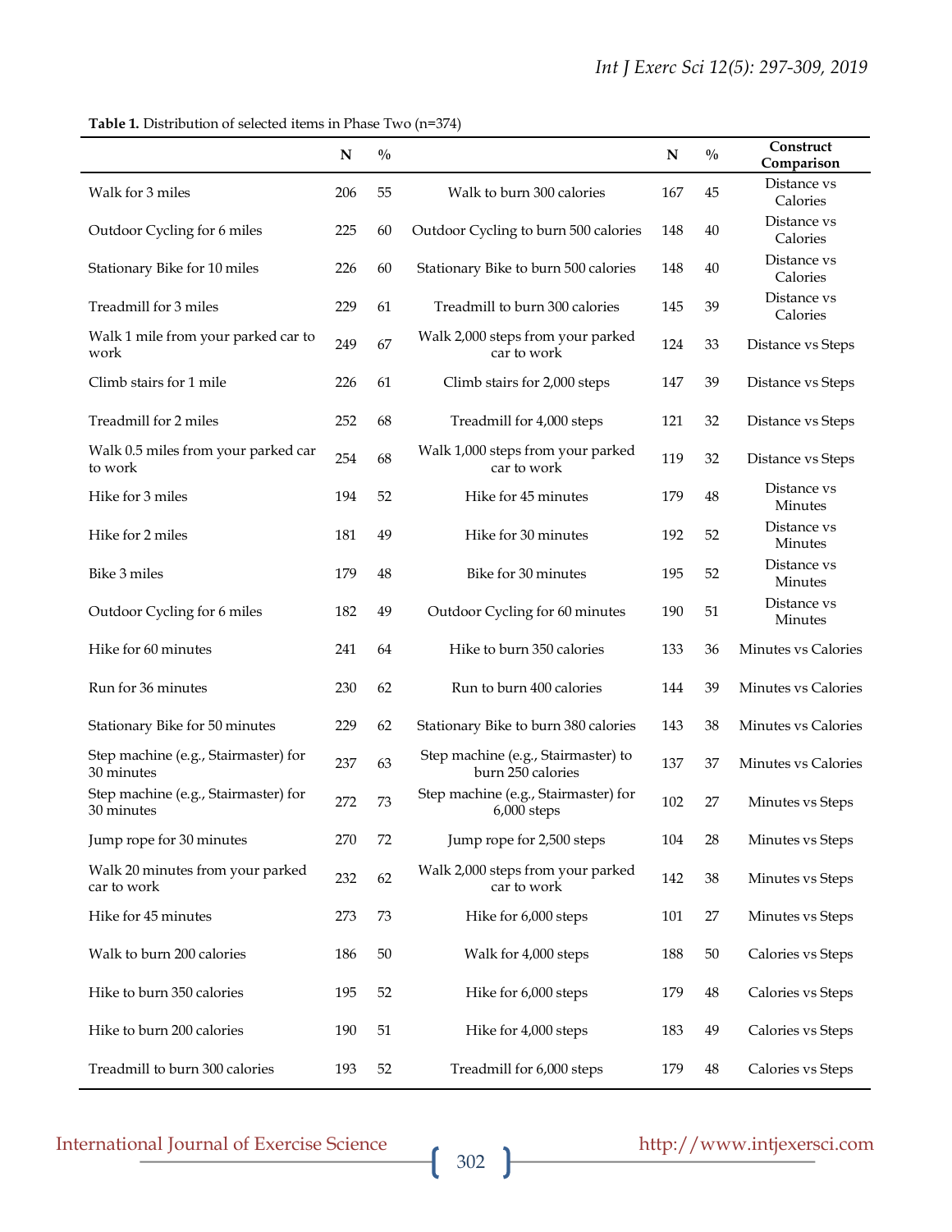**Table 1.** Distribution of selected items in Phase Two (n=374)

| | N | % | | N | % | Construct Comparison |
|---|---|---|---|---|---|---|
| Walk for 3 miles | 206 | 55 | Walk to burn 300 calories | 167 | 45 | Distance vs Calories |
| Outdoor Cycling for 6 miles | 225 | 60 | Outdoor Cycling to burn 500 calories | 148 | 40 | Distance vs Calories |
| Stationary Bike for 10 miles | 226 | 60 | Stationary Bike to burn 500 calories | 148 | 40 | Distance vs Calories |
| Treadmill for 3 miles | 229 | 61 | Treadmill to burn 300 calories | 145 | 39 | Distance vs Calories |
| Walk 1 mile from your parked car to work | 249 | 67 | Walk 2,000 steps from your parked car to work | 124 | 33 | Distance vs Steps |
| Climb stairs for 1 mile | 226 | 61 | Climb stairs for 2,000 steps | 147 | 39 | Distance vs Steps |
| Treadmill for 2 miles | 252 | 68 | Treadmill for 4,000 steps | 121 | 32 | Distance vs Steps |
| Walk 0.5 miles from your parked car to work | 254 | 68 | Walk 1,000 steps from your parked car to work | 119 | 32 | Distance vs Steps |
| Hike for 3 miles | 194 | 52 | Hike for 45 minutes | 179 | 48 | Distance vs Minutes |
| Hike for 2 miles | 181 | 49 | Hike for 30 minutes | 192 | 52 | Distance vs Minutes |
| Bike 3 miles | 179 | 48 | Bike for 30 minutes | 195 | 52 | Distance vs Minutes |
| Outdoor Cycling for 6 miles | 182 | 49 | Outdoor Cycling for 60 minutes | 190 | 51 | Distance vs Minutes |
| Hike for 60 minutes | 241 | 64 | Hike to burn 350 calories | 133 | 36 | Minutes vs Calories |
| Run for 36 minutes | 230 | 62 | Run to burn 400 calories | 144 | 39 | Minutes vs Calories |
| Stationary Bike for 50 minutes | 229 | 62 | Stationary Bike to burn 380 calories | 143 | 38 | Minutes vs Calories |
| Step machine (e.g., Stairmaster) for 30 minutes | 237 | 63 | Step machine (e.g., Stairmaster) to burn 250 calories | 137 | 37 | Minutes vs Calories |
| Step machine (e.g., Stairmaster) for 30 minutes | 272 | 73 | Step machine (e.g., Stairmaster) for 6,000 steps | 102 | 27 | Minutes vs Steps |
| Jump rope for 30 minutes | 270 | 72 | Jump rope for 2,500 steps | 104 | 28 | Minutes vs Steps |
| Walk 20 minutes from your parked car to work | 232 | 62 | Walk 2,000 steps from your parked car to work | 142 | 38 | Minutes vs Steps |
| Hike for 45 minutes | 273 | 73 | Hike for 6,000 steps | 101 | 27 | Minutes vs Steps |
| Walk to burn 200 calories | 186 | 50 | Walk for 4,000 steps | 188 | 50 | Calories vs Steps |
| Hike to burn 350 calories | 195 | 52 | Hike for 6,000 steps | 179 | 48 | Calories vs Steps |
| Hike to burn 200 calories | 190 | 51 | Hike for 4,000 steps | 183 | 49 | Calories vs Steps |
| Treadmill to burn 300 calories | 193 | 52 | Treadmill for 6,000 steps | 179 | 48 | Calories vs Steps |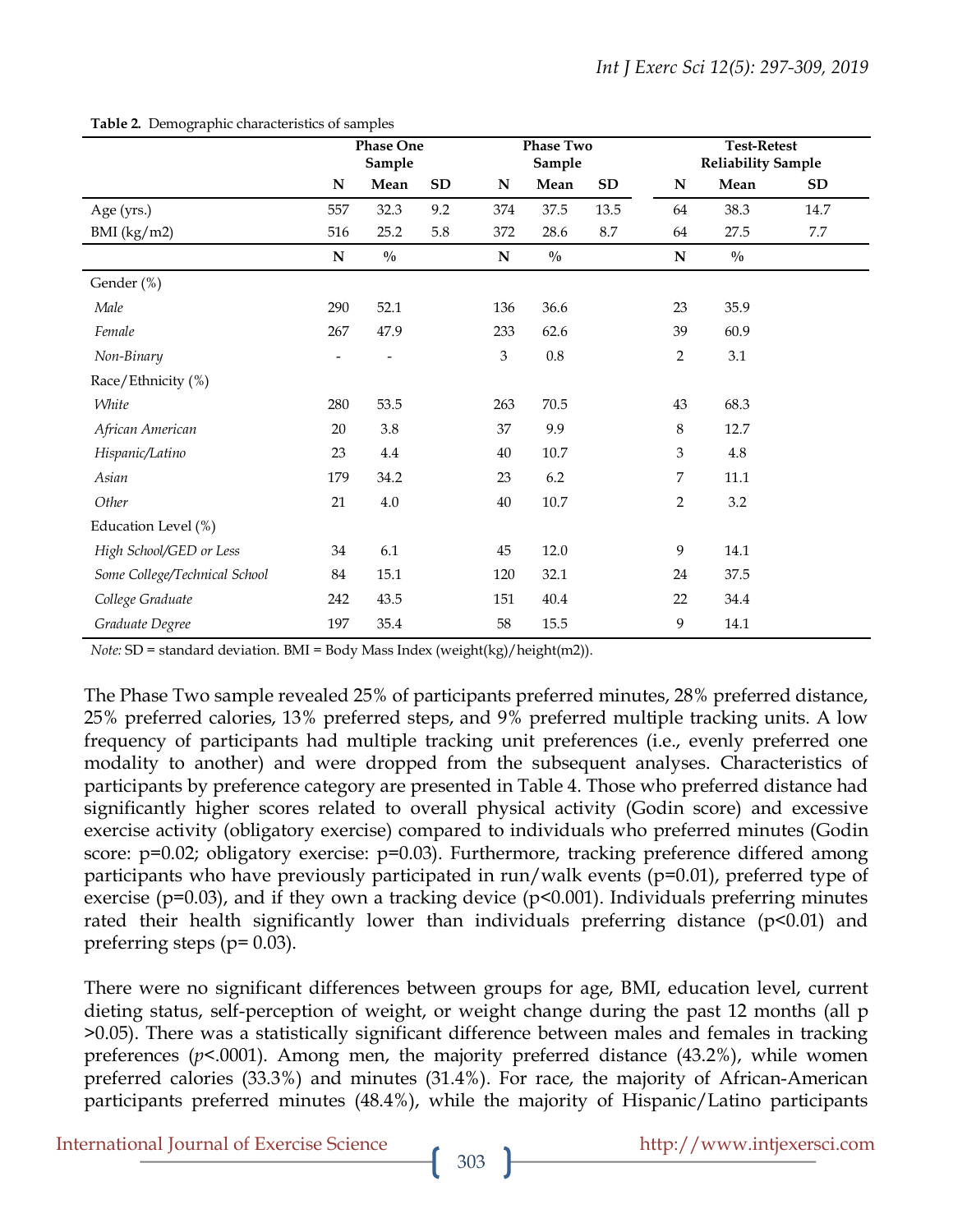**Table 2.** Demographic characteristics of samples

| | Phase One Sample | | | Phase Two Sample | | | Test-Retest Reliability Sample | | |
|---|---|---|---|---|---|---|---|---|---|
| | N | Mean | SD | N | Mean | SD | N | Mean | SD |
| Age (yrs.) | 557 | 32.3 | 9.2 | 374 | 37.5 | 13.5 | 64 | 38.3 | 14.7 |
| BMI (kg/m2) | 516 | 25.2 | 5.8 | 372 | 28.6 | 8.7 | 64 | 27.5 | 7.7 |
| | N | % | | N | % | | N | % | |
| Gender (%) | | | | | | | | | |
| *Male* | 290 | 52.1 | | 136 | 36.6 | | 23 | 35.9 | |
| *Female* | 267 | 47.9 | | 233 | 62.6 | | 39 | 60.9 | |
| *Non-Binary* | - | - | | 3 | 0.8 | | 2 | 3.1 | |
| Race/Ethnicity (%) | | | | | | | | | |
| *White* | 280 | 53.5 | | 263 | 70.5 | | 43 | 68.3 | |
| *African American* | 20 | 3.8 | | 37 | 9.9 | | 8 | 12.7 | |
| *Hispanic/Latino* | 23 | 4.4 | | 40 | 10.7 | | 3 | 4.8 | |
| *Asian* | 179 | 34.2 | | 23 | 6.2 | | 7 | 11.1 | |
| *Other* | 21 | 4.0 | | 40 | 10.7 | | 2 | 3.2 | |
| Education Level (%) | | | | | | | | | |
| *High School/GED or Less* | 34 | 6.1 | | 45 | 12.0 | | 9 | 14.1 | |
| *Some College/Technical School* | 84 | 15.1 | | 120 | 32.1 | | 24 | 37.5 | |
| *College Graduate* | 242 | 43.5 | | 151 | 40.4 | | 22 | 34.4 | |
| *Graduate Degree* | 197 | 35.4 | | 58 | 15.5 | | 9 | 14.1 | |

*Note:* SD = standard deviation. BMI = Body Mass Index (weight(kg)/height(m2)).

The Phase Two sample revealed 25% of participants preferred minutes, 28% preferred distance, 25% preferred calories, 13% preferred steps, and 9% preferred multiple tracking units. A low frequency of participants had multiple tracking unit preferences (i.e., evenly preferred one modality to another) and were dropped from the subsequent analyses. Characteristics of participants by preference category are presented in Table 4. Those who preferred distance had significantly higher scores related to overall physical activity (Godin score) and excessive exercise activity (obligatory exercise) compared to individuals who preferred minutes (Godin score: $p=0.02$; obligatory exercise: $p=0.03$). Furthermore, tracking preference differed among participants who have previously participated in run/walk events ($p=0.01$), preferred type of exercise ($p=0.03$), and if they own a tracking device ($p<0.001$). Individuals preferring minutes rated their health significantly lower than individuals preferring distance ($p<0.01$) and preferring steps ($p= 0.03$).

There were no significant differences between groups for age, BMI, education level, current dieting status, self-perception of weight, or weight change during the past 12 months (all $p>0.05$). There was a statistically significant difference between males and females in tracking preferences ($p<.0001$). Among men, the majority preferred distance (43.2%), while women preferred calories (33.3%) and minutes (31.4%). For race, the majority of African-American participants preferred minutes (48.4%), while the majority of Hispanic/Latino participants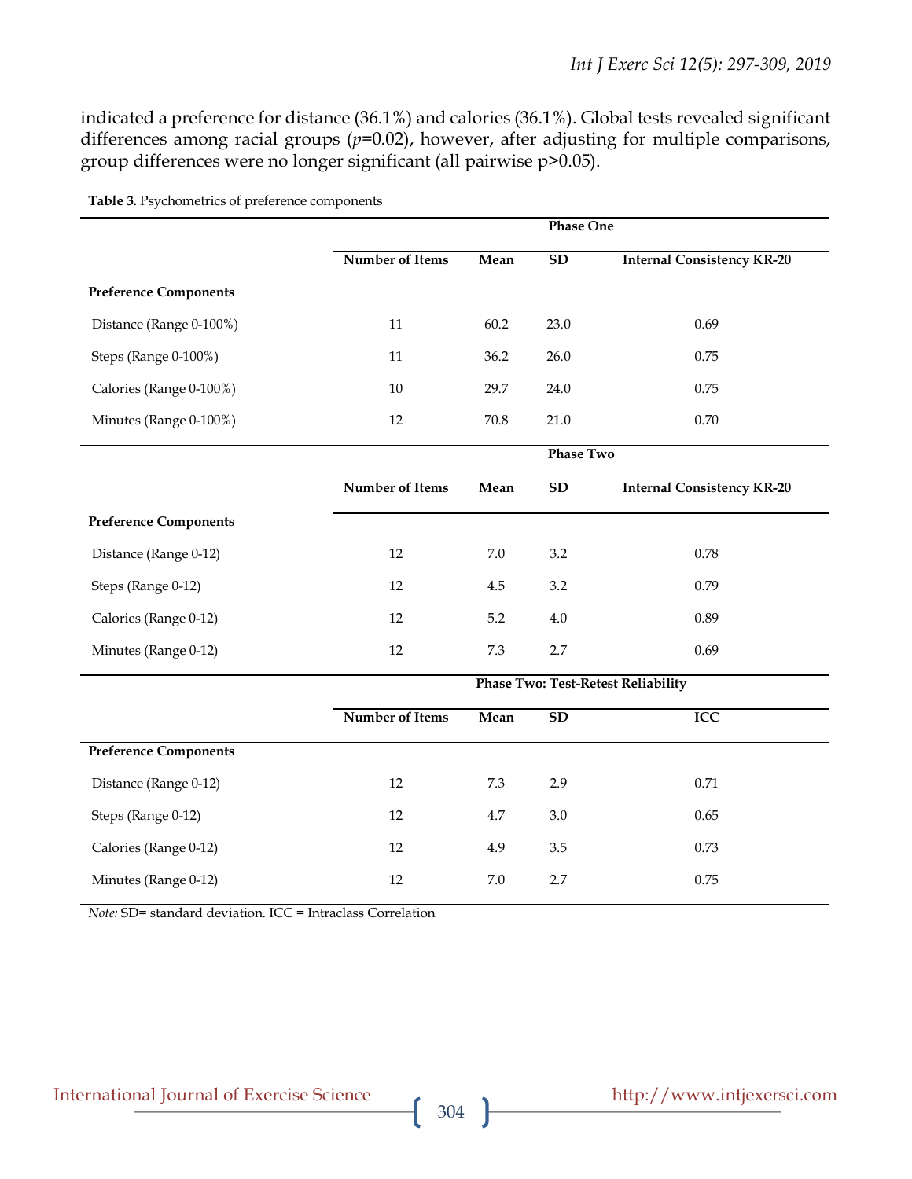indicated a preference for distance (36.1%) and calories (36.1%). Global tests revealed significant differences among racial groups ($p$=0.02), however, after adjusting for multiple comparisons, group differences were no longer significant (all pairwise p>0.05).

**Table 3.** Psychometrics of preference components

| | Phase One | | | |
|---|---|---|---|---|
| | **Number of Items** | **Mean** | **SD** | **Internal Consistency KR-20** |
| **Preference Components** | | | | |
| Distance (Range 0-100%) | 11 | 60.2 | 23.0 | 0.69 |
| Steps (Range 0-100%) | 11 | 36.2 | 26.0 | 0.75 |
| Calories (Range 0-100%) | 10 | 29.7 | 24.0 | 0.75 |
| Minutes (Range 0-100%) | 12 | 70.8 | 21.0 | 0.70 |
| | **Phase Two** | | | |
| | **Number of Items** | **Mean** | **SD** | **Internal Consistency KR-20** |
| **Preference Components** | | | | |
| Distance (Range 0-12) | 12 | 7.0 | 3.2 | 0.78 |
| Steps (Range 0-12) | 12 | 4.5 | 3.2 | 0.79 |
| Calories (Range 0-12) | 12 | 5.2 | 4.0 | 0.89 |
| Minutes (Range 0-12) | 12 | 7.3 | 2.7 | 0.69 |
| | **Phase Two: Test-Retest Reliability** | | | |
| | **Number of Items** | **Mean** | **SD** | **ICC** |
| **Preference Components** | | | | |
| Distance (Range 0-12) | 12 | 7.3 | 2.9 | 0.71 |
| Steps (Range 0-12) | 12 | 4.7 | 3.0 | 0.65 |
| Calories (Range 0-12) | 12 | 4.9 | 3.5 | 0.73 |
| Minutes (Range 0-12) | 12 | 7.0 | 2.7 | 0.75 |

*Note:* SD= standard deviation. ICC = Intraclass Correlation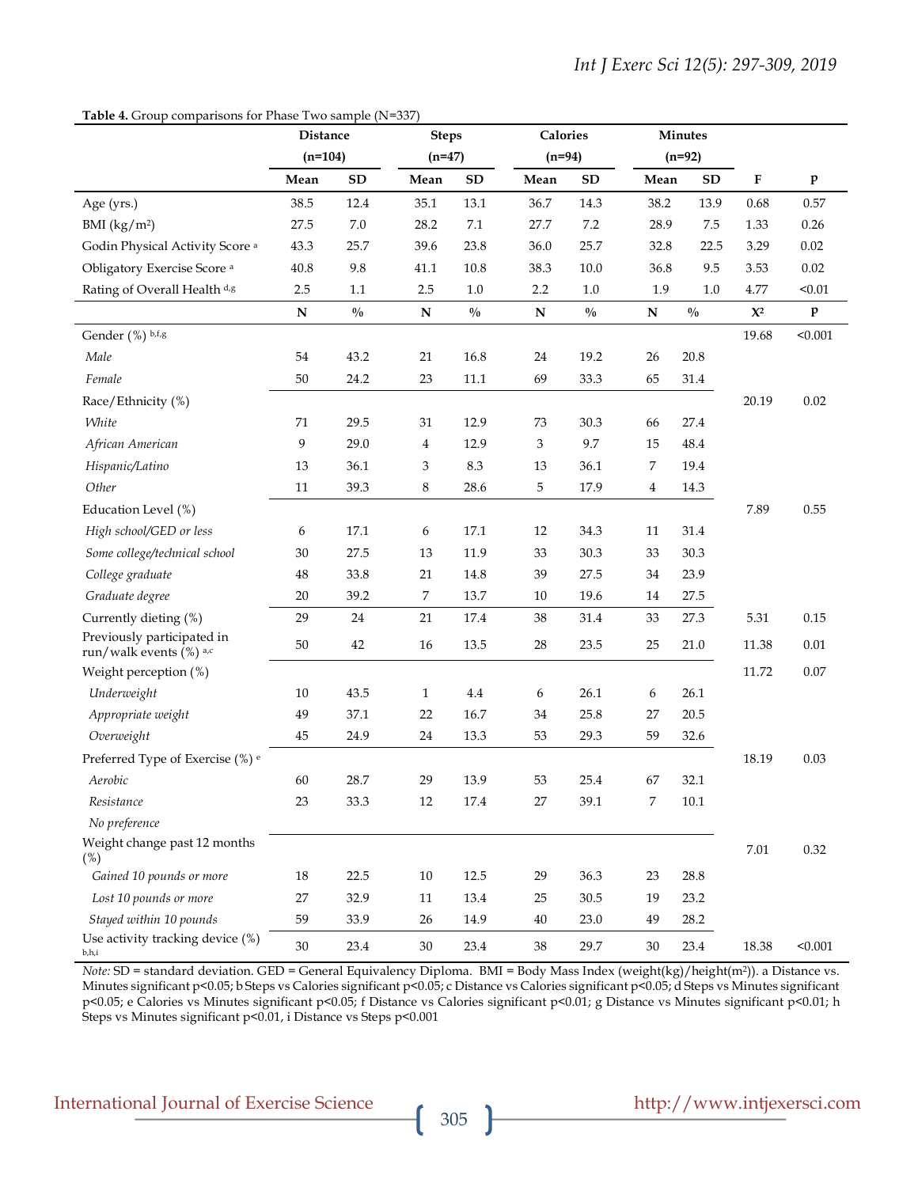**Table 4.** Group comparisons for Phase Two sample (N=337)

| | Distance (n=104) | | Steps (n=47) | | Calories (n=94) | | Minutes (n=92) | | | |
|---|---|---|---|---|---|---|---|---|---|---|
| | Mean | SD | Mean | SD | Mean | SD | Mean | SD | F | p |
| Age (yrs.) | 38.5 | 12.4 | 35.1 | 13.1 | 36.7 | 14.3 | 38.2 | 13.9 | 0.68 | 0.57 |
| BMI (kg/m²) | 27.5 | 7.0 | 28.2 | 7.1 | 27.7 | 7.2 | 28.9 | 7.5 | 1.33 | 0.26 |
| Godin Physical Activity Score [a] | 43.3 | 25.7 | 39.6 | 23.8 | 36.0 | 25.7 | 32.8 | 22.5 | 3.29 | 0.02 |
| Obligatory Exercise Score [a] | 40.8 | 9.8 | 41.1 | 10.8 | 38.3 | 10.0 | 36.8 | 9.5 | 3.53 | 0.02 |
| Rating of Overall Health [d,g] | 2.5 | 1.1 | 2.5 | 1.0 | 2.2 | 1.0 | 1.9 | 1.0 | 4.77 | <0.01 |
| | N | % | N | % | N | % | N | % | $X^2$ | p |
| Gender (%) [b,f,g] | | | | | | | | | 19.68 | <0.001 |
| *Male* | 54 | 43.2 | 21 | 16.8 | 24 | 19.2 | 26 | 20.8 | | |
| *Female* | 50 | 24.2 | 23 | 11.1 | 69 | 33.3 | 65 | 31.4 | | |
| Race/Ethnicity (%) | | | | | | | | | 20.19 | 0.02 |
| *White* | 71 | 29.5 | 31 | 12.9 | 73 | 30.3 | 66 | 27.4 | | |
| *African American* | 9 | 29.0 | 4 | 12.9 | 3 | 9.7 | 15 | 48.4 | | |
| *Hispanic/Latino* | 13 | 36.1 | 3 | 8.3 | 13 | 36.1 | 7 | 19.4 | | |
| *Other* | 11 | 39.3 | 8 | 28.6 | 5 | 17.9 | 4 | 14.3 | | |
| Education Level (%) | | | | | | | | | 7.89 | 0.55 |
| *High school/GED or less* | 6 | 17.1 | 6 | 17.1 | 12 | 34.3 | 11 | 31.4 | | |
| *Some college/technical school* | 30 | 27.5 | 13 | 11.9 | 33 | 30.3 | 33 | 30.3 | | |
| *College graduate* | 48 | 33.8 | 21 | 14.8 | 39 | 27.5 | 34 | 23.9 | | |
| *Graduate degree* | 20 | 39.2 | 7 | 13.7 | 10 | 19.6 | 14 | 27.5 | | |
| Currently dieting (%) | 29 | 24 | 21 | 17.4 | 38 | 31.4 | 33 | 27.3 | 5.31 | 0.15 |
| Previously participated in run/walk events (%) [a,c] | 50 | 42 | 16 | 13.5 | 28 | 23.5 | 25 | 21.0 | 11.38 | 0.01 |
| Weight perception (%) | | | | | | | | | 11.72 | 0.07 |
| *Underweight* | 10 | 43.5 | 1 | 4.4 | 6 | 26.1 | 6 | 26.1 | | |
| *Appropriate weight* | 49 | 37.1 | 22 | 16.7 | 34 | 25.8 | 27 | 20.5 | | |
| *Overweight* | 45 | 24.9 | 24 | 13.3 | 53 | 29.3 | 59 | 32.6 | | |
| Preferred Type of Exercise (%) [e] | | | | | | | | | 18.19 | 0.03 |
| *Aerobic* | 60 | 28.7 | 29 | 13.9 | 53 | 25.4 | 67 | 32.1 | | |
| *Resistance* | 23 | 33.3 | 12 | 17.4 | 27 | 39.1 | 7 | 10.1 | | |
| *No preference* | | | | | | | | | | |
| Weight change past 12 months (%) | | | | | | | | | 7.01 | 0.32 |
| *Gained 10 pounds or more* | 18 | 22.5 | 10 | 12.5 | 29 | 36.3 | 23 | 28.8 | | |
| *Lost 10 pounds or more* | 27 | 32.9 | 11 | 13.4 | 25 | 30.5 | 19 | 23.2 | | |
| *Stayed within 10 pounds* | 59 | 33.9 | 26 | 14.9 | 40 | 23.0 | 49 | 28.2 | | |
| Use activity tracking device (%) [b,h,i] | 30 | 23.4 | 30 | 23.4 | 38 | 29.7 | 30 | 23.4 | 18.38 | <0.001 |

*Note:* SD = standard deviation. GED = General Equivalency Diploma. BMI = Body Mass Index (weight(kg)/height(m²)). a Distance vs. Minutes significant p<0.05; b Steps vs Calories significant p<0.05; c Distance vs Calories significant p<0.05; d Steps vs Minutes significant p<0.05; e Calories vs Minutes significant p<0.05; f Distance vs Calories significant p<0.01; g Distance vs Minutes significant p<0.01; h Steps vs Minutes significant p<0.01, i Distance vs Steps p<0.001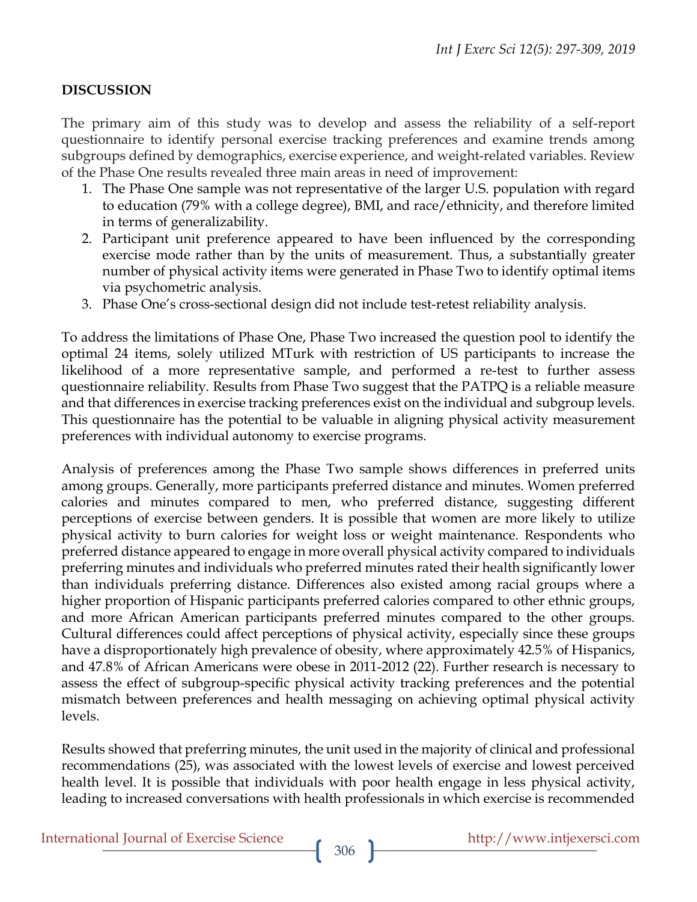## DISCUSSION

The primary aim of this study was to develop and assess the reliability of a self-report questionnaire to identify personal exercise tracking preferences and examine trends among subgroups defined by demographics, exercise experience, and weight-related variables. Review of the Phase One results revealed three main areas in need of improvement:

1. The Phase One sample was not representative of the larger U.S. population with regard to education (79% with a college degree), BMI, and race/ethnicity, and therefore limited in terms of generalizability.
2. Participant unit preference appeared to have been influenced by the corresponding exercise mode rather than by the units of measurement. Thus, a substantially greater number of physical activity items were generated in Phase Two to identify optimal items via psychometric analysis.
3. Phase One's cross-sectional design did not include test-retest reliability analysis.

To address the limitations of Phase One, Phase Two increased the question pool to identify the optimal 24 items, solely utilized MTurk with restriction of US participants to increase the likelihood of a more representative sample, and performed a re-test to further assess questionnaire reliability. Results from Phase Two suggest that the PATPQ is a reliable measure and that differences in exercise tracking preferences exist on the individual and subgroup levels. This questionnaire has the potential to be valuable in aligning physical activity measurement preferences with individual autonomy to exercise programs.

Analysis of preferences among the Phase Two sample shows differences in preferred units among groups. Generally, more participants preferred distance and minutes. Women preferred calories and minutes compared to men, who preferred distance, suggesting different perceptions of exercise between genders. It is possible that women are more likely to utilize physical activity to burn calories for weight loss or weight maintenance. Respondents who preferred distance appeared to engage in more overall physical activity compared to individuals preferring minutes and individuals who preferred minutes rated their health significantly lower than individuals preferring distance. Differences also existed among racial groups where a higher proportion of Hispanic participants preferred calories compared to other ethnic groups, and more African American participants preferred minutes compared to the other groups. Cultural differences could affect perceptions of physical activity, especially since these groups have a disproportionately high prevalence of obesity, where approximately 42.5% of Hispanics, and 47.8% of African Americans were obese in 2011-2012 (22). Further research is necessary to assess the effect of subgroup-specific physical activity tracking preferences and the potential mismatch between preferences and health messaging on achieving optimal physical activity levels.

Results showed that preferring minutes, the unit used in the majority of clinical and professional recommendations (25), was associated with the lowest levels of exercise and lowest perceived health level. It is possible that individuals with poor health engage in less physical activity, leading to increased conversations with health professionals in which exercise is recommended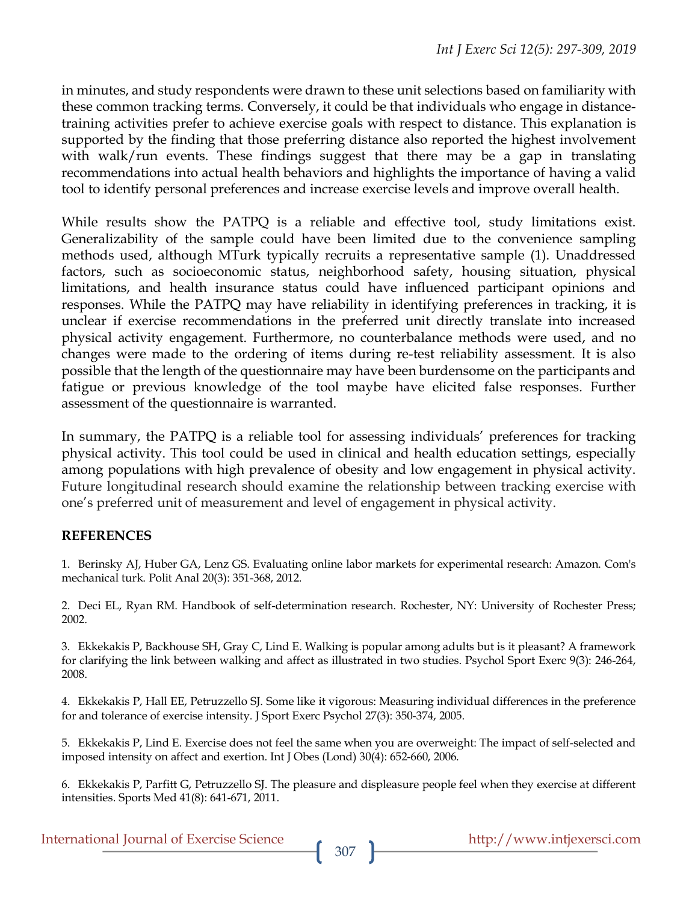in minutes, and study respondents were drawn to these unit selections based on familiarity with these common tracking terms. Conversely, it could be that individuals who engage in distance-training activities prefer to achieve exercise goals with respect to distance. This explanation is supported by the finding that those preferring distance also reported the highest involvement with walk/run events. These findings suggest that there may be a gap in translating recommendations into actual health behaviors and highlights the importance of having a valid tool to identify personal preferences and increase exercise levels and improve overall health.

While results show the PATPQ is a reliable and effective tool, study limitations exist. Generalizability of the sample could have been limited due to the convenience sampling methods used, although MTurk typically recruits a representative sample (1). Unaddressed factors, such as socioeconomic status, neighborhood safety, housing situation, physical limitations, and health insurance status could have influenced participant opinions and responses. While the PATPQ may have reliability in identifying preferences in tracking, it is unclear if exercise recommendations in the preferred unit directly translate into increased physical activity engagement. Furthermore, no counterbalance methods were used, and no changes were made to the ordering of items during re-test reliability assessment. It is also possible that the length of the questionnaire may have been burdensome on the participants and fatigue or previous knowledge of the tool maybe have elicited false responses. Further assessment of the questionnaire is warranted.

In summary, the PATPQ is a reliable tool for assessing individuals' preferences for tracking physical activity. This tool could be used in clinical and health education settings, especially among populations with high prevalence of obesity and low engagement in physical activity. Future longitudinal research should examine the relationship between tracking exercise with one's preferred unit of measurement and level of engagement in physical activity.

## REFERENCES

1. Berinsky AJ, Huber GA, Lenz GS. Evaluating online labor markets for experimental research: Amazon. Com's mechanical turk. Polit Anal 20(3): 351-368, 2012.

2. Deci EL, Ryan RM. Handbook of self-determination research. Rochester, NY: University of Rochester Press; 2002.

3. Ekkekakis P, Backhouse SH, Gray C, Lind E. Walking is popular among adults but is it pleasant? A framework for clarifying the link between walking and affect as illustrated in two studies. Psychol Sport Exerc 9(3): 246-264, 2008.

4. Ekkekakis P, Hall EE, Petruzzello SJ. Some like it vigorous: Measuring individual differences in the preference for and tolerance of exercise intensity. J Sport Exerc Psychol 27(3): 350-374, 2005.

5. Ekkekakis P, Lind E. Exercise does not feel the same when you are overweight: The impact of self-selected and imposed intensity on affect and exertion. Int J Obes (Lond) 30(4): 652-660, 2006.

6. Ekkekakis P, Parfitt G, Petruzzello SJ. The pleasure and displeasure people feel when they exercise at different intensities. Sports Med 41(8): 641-671, 2011.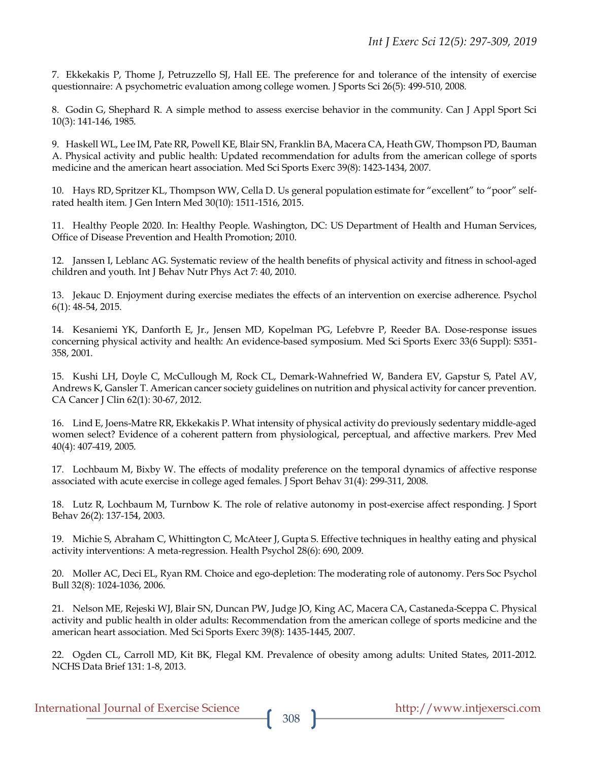7. Ekkekakis P, Thome J, Petruzzello SJ, Hall EE. The preference for and tolerance of the intensity of exercise questionnaire: A psychometric evaluation among college women. J Sports Sci 26(5): 499-510, 2008.

8. Godin G, Shephard R. A simple method to assess exercise behavior in the community. Can J Appl Sport Sci 10(3): 141-146, 1985.

9. Haskell WL, Lee IM, Pate RR, Powell KE, Blair SN, Franklin BA, Macera CA, Heath GW, Thompson PD, Bauman A. Physical activity and public health: Updated recommendation for adults from the american college of sports medicine and the american heart association. Med Sci Sports Exerc 39(8): 1423-1434, 2007.

10. Hays RD, Spritzer KL, Thompson WW, Cella D. Us general population estimate for "excellent" to "poor" self-rated health item. J Gen Intern Med 30(10): 1511-1516, 2015.

11. Healthy People 2020. In: Healthy People. Washington, DC: US Department of Health and Human Services, Office of Disease Prevention and Health Promotion; 2010.

12. Janssen I, Leblanc AG. Systematic review of the health benefits of physical activity and fitness in school-aged children and youth. Int J Behav Nutr Phys Act 7: 40, 2010.

13. Jekauc D. Enjoyment during exercise mediates the effects of an intervention on exercise adherence. Psychol 6(1): 48-54, 2015.

14. Kesaniemi YK, Danforth E, Jr., Jensen MD, Kopelman PG, Lefebvre P, Reeder BA. Dose-response issues concerning physical activity and health: An evidence-based symposium. Med Sci Sports Exerc 33(6 Suppl): S351-358, 2001.

15. Kushi LH, Doyle C, McCullough M, Rock CL, Demark-Wahnefried W, Bandera EV, Gapstur S, Patel AV, Andrews K, Gansler T. American cancer society guidelines on nutrition and physical activity for cancer prevention. CA Cancer J Clin 62(1): 30-67, 2012.

16. Lind E, Joens-Matre RR, Ekkekakis P. What intensity of physical activity do previously sedentary middle-aged women select? Evidence of a coherent pattern from physiological, perceptual, and affective markers. Prev Med 40(4): 407-419, 2005.

17. Lochbaum M, Bixby W. The effects of modality preference on the temporal dynamics of affective response associated with acute exercise in college aged females. J Sport Behav 31(4): 299-311, 2008.

18. Lutz R, Lochbaum M, Turnbow K. The role of relative autonomy in post-exercise affect responding. J Sport Behav 26(2): 137-154, 2003.

19. Michie S, Abraham C, Whittington C, McAteer J, Gupta S. Effective techniques in healthy eating and physical activity interventions: A meta-regression. Health Psychol 28(6): 690, 2009.

20. Moller AC, Deci EL, Ryan RM. Choice and ego-depletion: The moderating role of autonomy. Pers Soc Psychol Bull 32(8): 1024-1036, 2006.

21. Nelson ME, Rejeski WJ, Blair SN, Duncan PW, Judge JO, King AC, Macera CA, Castaneda-Sceppa C. Physical activity and public health in older adults: Recommendation from the american college of sports medicine and the american heart association. Med Sci Sports Exerc 39(8): 1435-1445, 2007.

22. Ogden CL, Carroll MD, Kit BK, Flegal KM. Prevalence of obesity among adults: United States, 2011-2012. NCHS Data Brief 131: 1-8, 2013.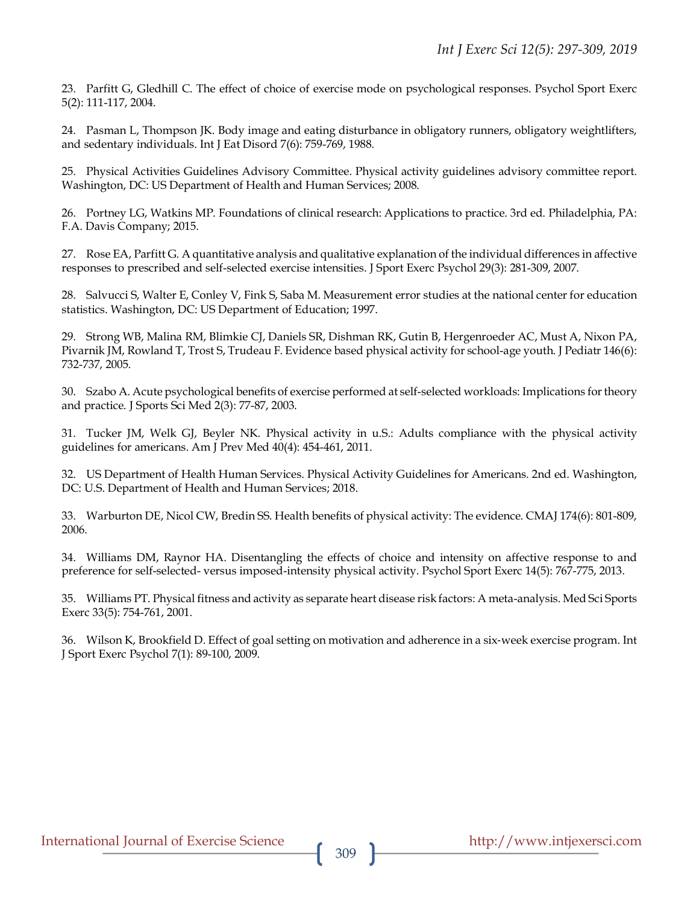23. Parfitt G, Gledhill C. The effect of choice of exercise mode on psychological responses. Psychol Sport Exerc 5(2): 111-117, 2004.

24. Pasman L, Thompson JK. Body image and eating disturbance in obligatory runners, obligatory weightlifters, and sedentary individuals. Int J Eat Disord 7(6): 759-769, 1988.

25. Physical Activities Guidelines Advisory Committee. Physical activity guidelines advisory committee report. Washington, DC: US Department of Health and Human Services; 2008.

26. Portney LG, Watkins MP. Foundations of clinical research: Applications to practice. 3rd ed. Philadelphia, PA: F.A. Davis Company; 2015.

27. Rose EA, Parfitt G. A quantitative analysis and qualitative explanation of the individual differences in affective responses to prescribed and self-selected exercise intensities. J Sport Exerc Psychol 29(3): 281-309, 2007.

28. Salvucci S, Walter E, Conley V, Fink S, Saba M. Measurement error studies at the national center for education statistics. Washington, DC: US Department of Education; 1997.

29. Strong WB, Malina RM, Blimkie CJ, Daniels SR, Dishman RK, Gutin B, Hergenroeder AC, Must A, Nixon PA, Pivarnik JM, Rowland T, Trost S, Trudeau F. Evidence based physical activity for school-age youth. J Pediatr 146(6): 732-737, 2005.

30. Szabo A. Acute psychological benefits of exercise performed at self-selected workloads: Implications for theory and practice. J Sports Sci Med 2(3): 77-87, 2003.

31. Tucker JM, Welk GJ, Beyler NK. Physical activity in u.S.: Adults compliance with the physical activity guidelines for americans. Am J Prev Med 40(4): 454-461, 2011.

32. US Department of Health Human Services. Physical Activity Guidelines for Americans. 2nd ed. Washington, DC: U.S. Department of Health and Human Services; 2018.

33. Warburton DE, Nicol CW, Bredin SS. Health benefits of physical activity: The evidence. CMAJ 174(6): 801-809, 2006.

34. Williams DM, Raynor HA. Disentangling the effects of choice and intensity on affective response to and preference for self-selected- versus imposed-intensity physical activity. Psychol Sport Exerc 14(5): 767-775, 2013.

35. Williams PT. Physical fitness and activity as separate heart disease risk factors: A meta-analysis. Med Sci Sports Exerc 33(5): 754-761, 2001.

36. Wilson K, Brookfield D. Effect of goal setting on motivation and adherence in a six-week exercise program. Int J Sport Exerc Psychol 7(1): 89-100, 2009.